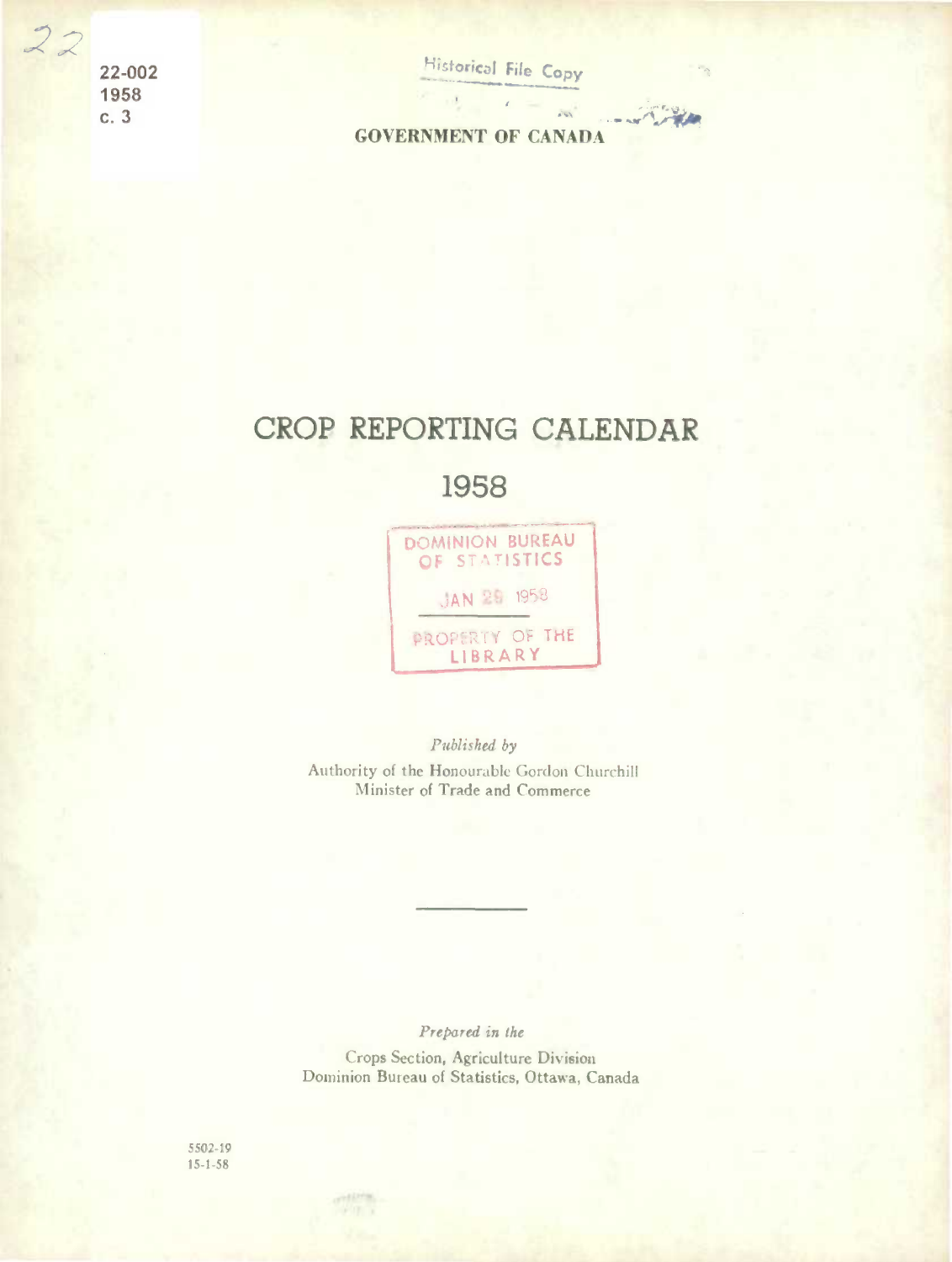22-002
1958
c. 3

Historical File Copy

GOVERNMENT OF CANADA

# CROP REPORTING CALENDAR

# 1958

DOMINION BUREAU OF STATISTICS

JAN 29 1958

PROPERTY OF THE LIBRARY

*Published by*

Authority of the Honourable Gordon Churchill
Minister of Trade and Commerce

*Prepared in the*

Crops Section, Agriculture Division
Dominion Bureau of Statistics, Ottawa, Canada

5502-19
15-1-58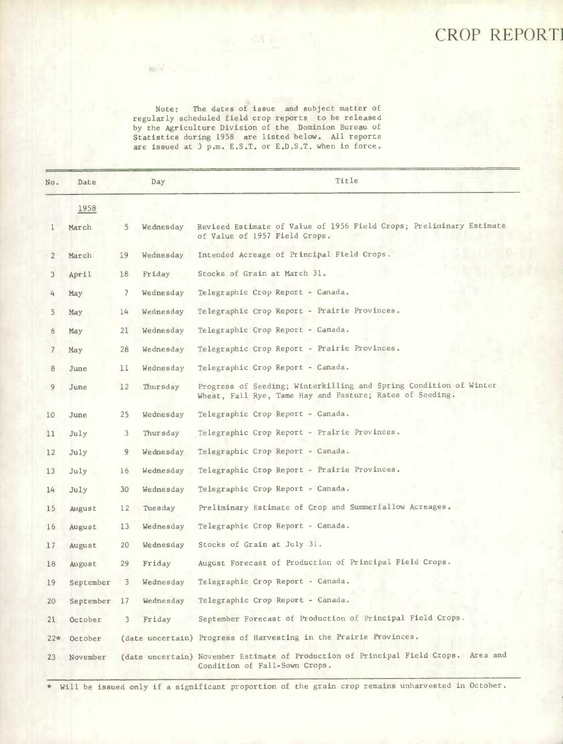# CROP REPORT

Note: The dates of issue and subject matter of regularly scheduled field crop reports to be released by the Agriculture Division of the Dominion Bureau of Statistics during 1958 are listed below. All reports are issued at 3 p.m. E.S.T. or E.D.S.T. when in force.

| No. | Date | | Day | Title |
|---|---|---|---|---|
| | 1958 | | | |
| 1 | March | 5 | Wednesday | Revised Estimate of Value of 1956 Field Crops; Preliminary Estimate of Value of 1957 Field Crops. |
| 2 | March | 19 | Wednesday | Intended Acreage of Principal Field Crops. |
| 3 | April | 18 | Friday | Stocks of Grain at March 31. |
| 4 | May | 7 | Wednesday | Telegraphic Crop Report - Canada. |
| 5 | May | 14 | Wednesday | Telegraphic Crop Report - Prairie Provinces. |
| 6 | May | 21 | Wednesday | Telegraphic Crop Report - Canada. |
| 7 | May | 28 | Wednesday | Telegraphic Crop Report - Prairie Provinces. |
| 8 | June | 11 | Wednesday | Telegraphic Crop Report - Canada. |
| 9 | June | 12 | Thursday | Progress of Seeding; Winterkilling and Spring Condition of Winter Wheat, Fall Rye, Tame Hay and Pasture; Rates of Seeding. |
| 10 | June | 25 | Wednesday | Telegraphic Crop Report - Canada. |
| 11 | July | 3 | Thursday | Telegraphic Crop Report - Prairie Provinces. |
| 12 | July | 9 | Wednesday | Telegraphic Crop Report - Canada. |
| 13 | July | 16 | Wednesday | Telegraphic Crop Report - Prairie Provinces. |
| 14 | July | 30 | Wednesday | Telegraphic Crop Report - Canada. |
| 15 | August | 12 | Tuesday | Preliminary Estimate of Crop and Summerfallow Acreages. |
| 16 | August | 13 | Wednesday | Telegraphic Crop Report - Canada. |
| 17 | August | 20 | Wednesday | Stocks of Grain at July 31. |
| 18 | August | 29 | Friday | August Forecast of Production of Principal Field Crops. |
| 19 | September | 3 | Wednesday | Telegraphic Crop Report - Canada. |
| 20 | September | 17 | Wednesday | Telegraphic Crop Report - Canada. |
| 21 | October | 3 | Friday | September Forecast of Production of Principal Field Crops. |
| 22* | October | | (date uncertain) | Progress of Harvesting in the Prairie Provinces. |
| 23 | November | | (date uncertain) | November Estimate of Production of Principal Field Crops. Area and Condition of Fall-Sown Crops. |

* Will be issued only if a significant proportion of the grain crop remains unharvested in October.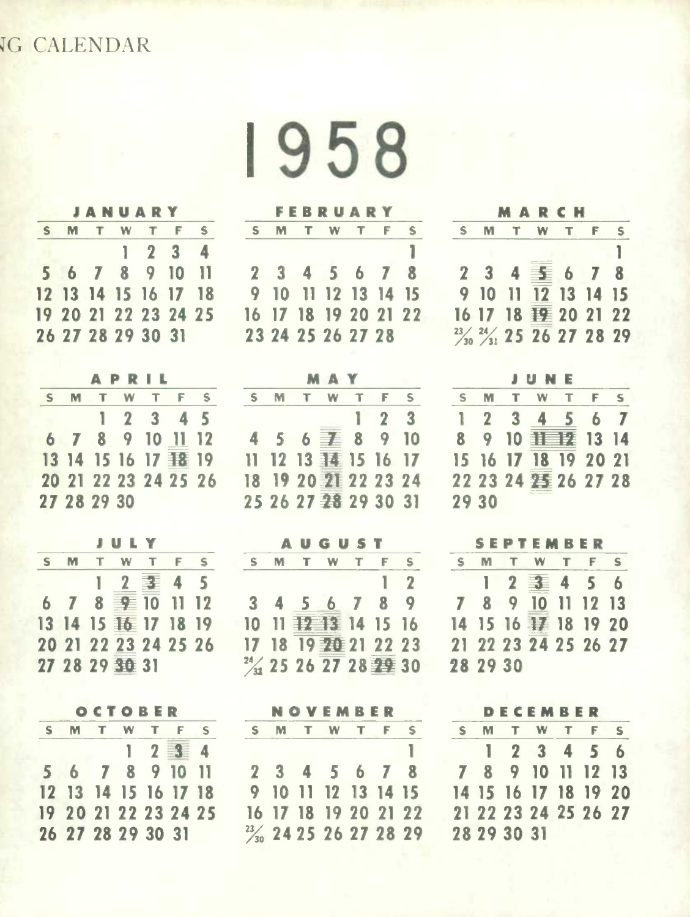NG CALENDAR

# 1958

### JANUARY

| S | M | T | W | T | F | S |
|---|---|---|---|---|---|---|
| | | | 1 | 2 | 3 | 4 |
| 5 | 6 | 7 | 8 | 9 | 10 | 11 |
| 12 | 13 | 14 | 15 | 16 | 17 | 18 |
| 19 | 20 | 21 | 22 | 23 | 24 | 25 |
| 26 | 27 | 28 | 29 | 30 | 31 | |

### FEBRUARY

| S | M | T | W | T | F | S |
|---|---|---|---|---|---|---|
| | | | | | | 1 |
| 2 | 3 | 4 | 5 | 6 | 7 | 8 |
| 9 | 10 | 11 | 12 | 13 | 14 | 15 |
| 16 | 17 | 18 | 19 | 20 | 21 | 22 |
| 23 | 24 | 25 | 26 | 27 | 28 | |

### MARCH

| S | M | T | W | T | F | S |
|---|---|---|---|---|---|---|
| | | | | | | 1 |
| 2 | 3 | 4 | 5 | 6 | 7 | 8 |
| 9 | 10 | 11 | 12 | 13 | 14 | 15 |
| 16 | 17 | 18 | 19 | 20 | 21 | 22 |
| 23/30 | 24/31 | 25 | 26 | 27 | 28 | 29 |

### APRIL

| S | M | T | W | T | F | S |
|---|---|---|---|---|---|---|
| | | 1 | 2 | 3 | 4 | 5 |
| 6 | 7 | 8 | 9 | 10 | 11 | 12 |
| 13 | 14 | 15 | 16 | 17 | 18 | 19 |
| 20 | 21 | 22 | 23 | 24 | 25 | 26 |
| 27 | 28 | 29 | 30 | | | |

### MAY

| S | M | T | W | T | F | S |
|---|---|---|---|---|---|---|
| | | | | 1 | 2 | 3 |
| 4 | 5 | 6 | 7 | 8 | 9 | 10 |
| 11 | 12 | 13 | 14 | 15 | 16 | 17 |
| 18 | 19 | 20 | 21 | 22 | 23 | 24 |
| 25 | 26 | 27 | 28 | 29 | 30 | 31 |

### JUNE

| S | M | T | W | T | F | S |
|---|---|---|---|---|---|---|
| 1 | 2 | 3 | 4 | 5 | 6 | 7 |
| 8 | 9 | 10 | 11 | 12 | 13 | 14 |
| 15 | 16 | 17 | 18 | 19 | 20 | 21 |
| 22 | 23 | 24 | 25 | 26 | 27 | 28 |
| 29 | 30 | | | | | |

### JULY

| S | M | T | W | T | F | S |
|---|---|---|---|---|---|---|
| | | 1 | 2 | 3 | 4 | 5 |
| 6 | 7 | 8 | 9 | 10 | 11 | 12 |
| 13 | 14 | 15 | 16 | 17 | 18 | 19 |
| 20 | 21 | 22 | 23 | 24 | 25 | 26 |
| 27 | 28 | 29 | 30 | 31 | | |

### AUGUST

| S | M | T | W | T | F | S |
|---|---|---|---|---|---|---|
| | | | | | 1 | 2 |
| 3 | 4 | 5 | 6 | 7 | 8 | 9 |
| 10 | 11 | 12 | 13 | 14 | 15 | 16 |
| 17 | 18 | 19 | 20 | 21 | 22 | 23 |
| 24/31 | 25 | 26 | 27 | 28 | 29 | 30 |

### SEPTEMBER

| S | M | T | W | T | F | S |
|---|---|---|---|---|---|---|
| | 1 | 2 | 3 | 4 | 5 | 6 |
| 7 | 8 | 9 | 10 | 11 | 12 | 13 |
| 14 | 15 | 16 | 17 | 18 | 19 | 20 |
| 21 | 22 | 23 | 24 | 25 | 26 | 27 |
| 28 | 29 | 30 | | | | |

### OCTOBER

| S | M | T | W | T | F | S |
|---|---|---|---|---|---|---|
| | | | 1 | 2 | 3 | 4 |
| 5 | 6 | 7 | 8 | 9 | 10 | 11 |
| 12 | 13 | 14 | 15 | 16 | 17 | 18 |
| 19 | 20 | 21 | 22 | 23 | 24 | 25 |
| 26 | 27 | 28 | 29 | 30 | 31 | |

### NOVEMBER

| S | M | T | W | T | F | S |
|---|---|---|---|---|---|---|
| | | | | | | 1 |
| 2 | 3 | 4 | 5 | 6 | 7 | 8 |
| 9 | 10 | 11 | 12 | 13 | 14 | 15 |
| 16 | 17 | 18 | 19 | 20 | 21 | 22 |
| 23/30 | 24 | 25 | 26 | 27 | 28 | 29 |

### DECEMBER

| S | M | T | W | T | F | S |
|---|---|---|---|---|---|---|
| | 1 | 2 | 3 | 4 | 5 | 6 |
| 7 | 8 | 9 | 10 | 11 | 12 | 13 |
| 14 | 15 | 16 | 17 | 18 | 19 | 20 |
| 21 | 22 | 23 | 24 | 25 | 26 | 27 |
| 28 | 29 | 30 | 31 | | | |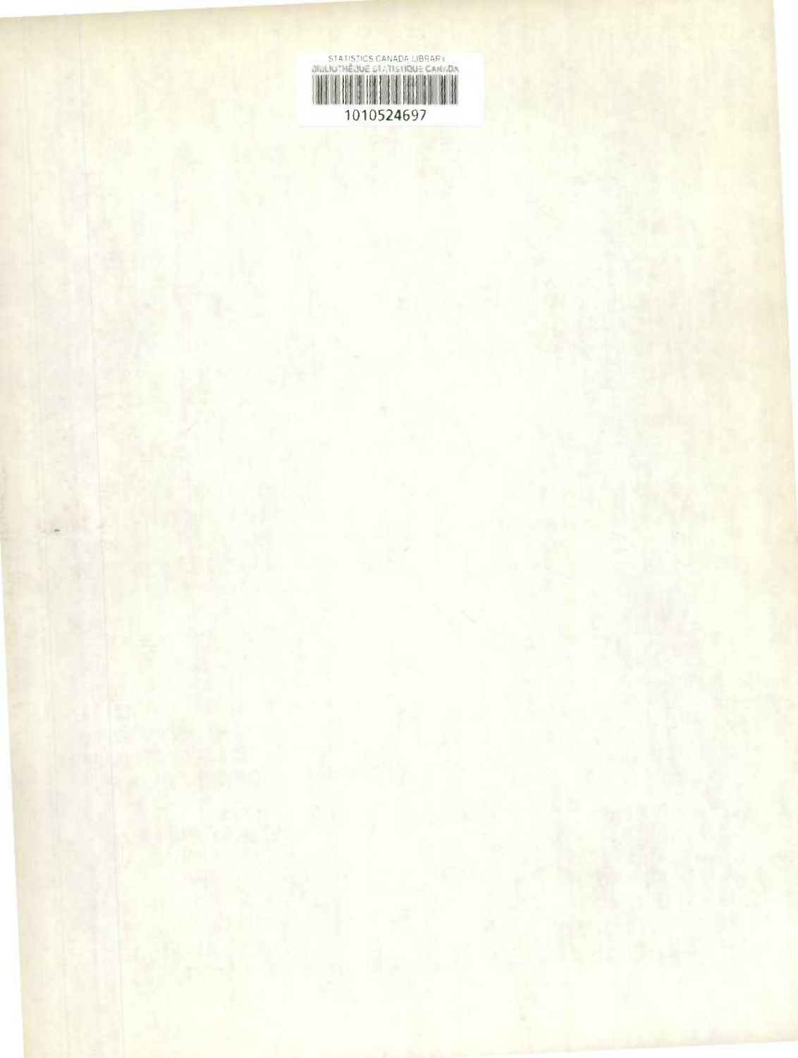STATISTICS CANADA LIBRARY
BIBLIOTHÈQUE STATISTIQUE CANADA

1010524697